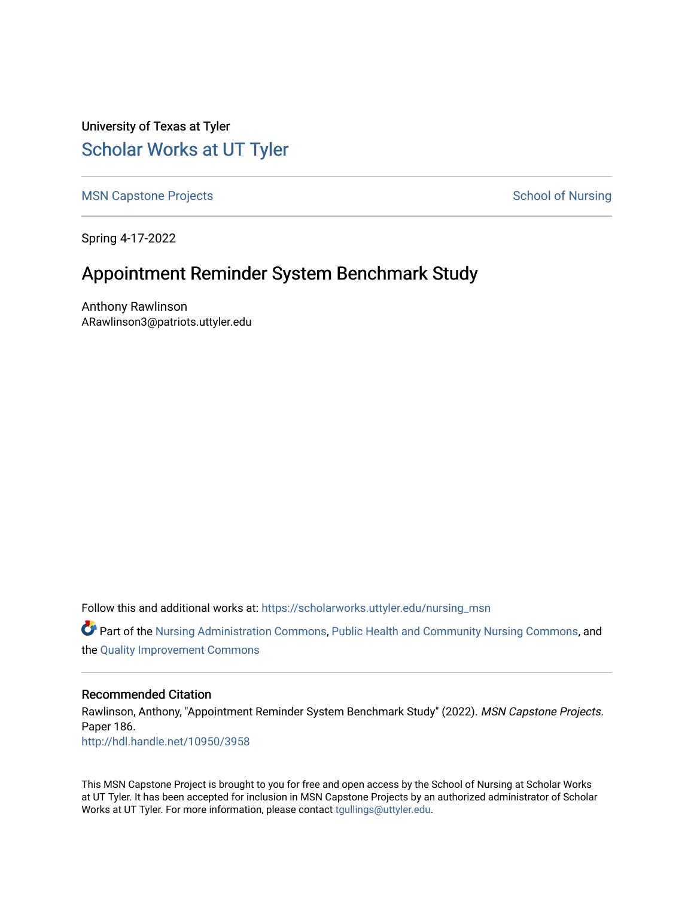University of Texas at Tyler

# Scholar Works at UT Tyler

MSN Capstone Projects

School of Nursing

Spring 4-17-2022

## Appointment Reminder System Benchmark Study

Anthony Rawlinson
ARawlinson3@patriots.uttyler.edu

Follow this and additional works at: https://scholarworks.uttyler.edu/nursing_msn

Part of the Nursing Administration Commons, Public Health and Community Nursing Commons, and the Quality Improvement Commons

### Recommended Citation

Rawlinson, Anthony, "Appointment Reminder System Benchmark Study" (2022). *MSN Capstone Projects.* Paper 186.
http://hdl.handle.net/10950/3958

This MSN Capstone Project is brought to you for free and open access by the School of Nursing at Scholar Works at UT Tyler. It has been accepted for inclusion in MSN Capstone Projects by an authorized administrator of Scholar Works at UT Tyler. For more information, please contact tgullings@uttyler.edu.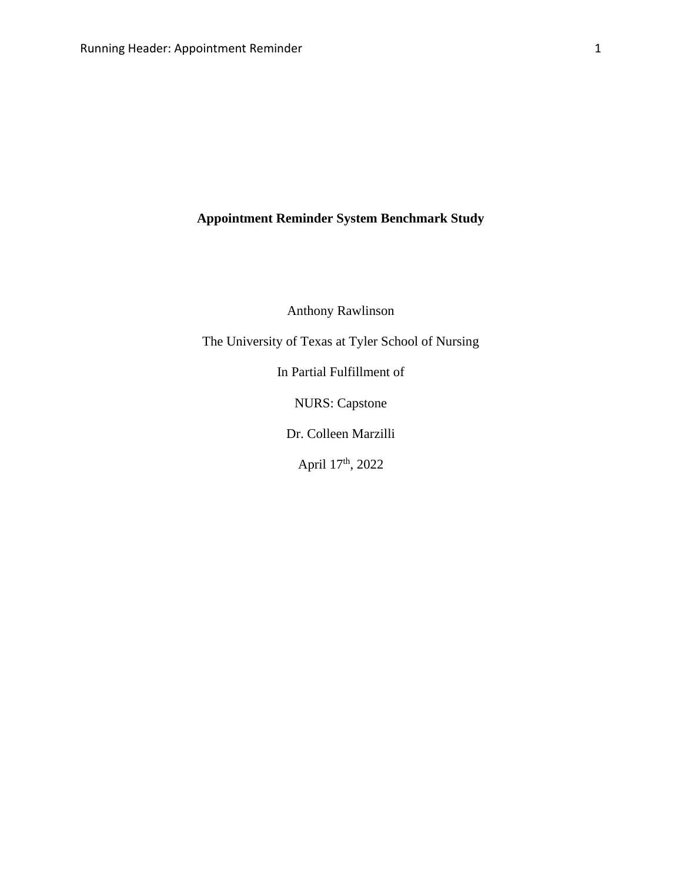**Appointment Reminder System Benchmark Study**

Anthony Rawlinson

The University of Texas at Tyler School of Nursing

In Partial Fulfillment of

NURS: Capstone

Dr. Colleen Marzilli

April 17th, 2022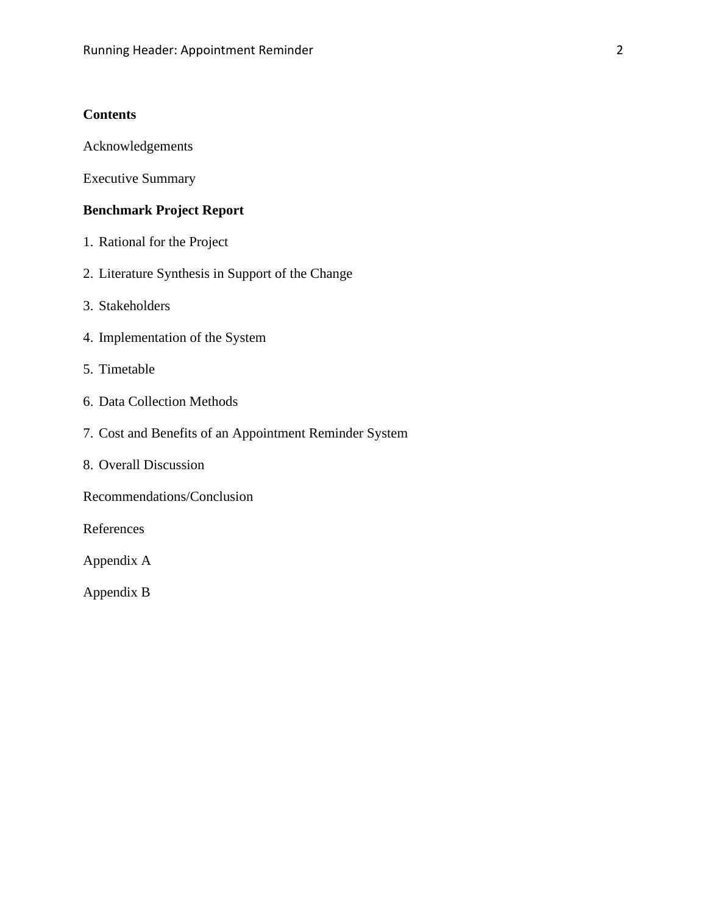**Contents**

Acknowledgements

Executive Summary

**Benchmark Project Report**

1. Rational for the Project
2. Literature Synthesis in Support of the Change
3. Stakeholders
4. Implementation of the System
5. Timetable
6. Data Collection Methods
7. Cost and Benefits of an Appointment Reminder System
8. Overall Discussion

Recommendations/Conclusion

References

Appendix A

Appendix B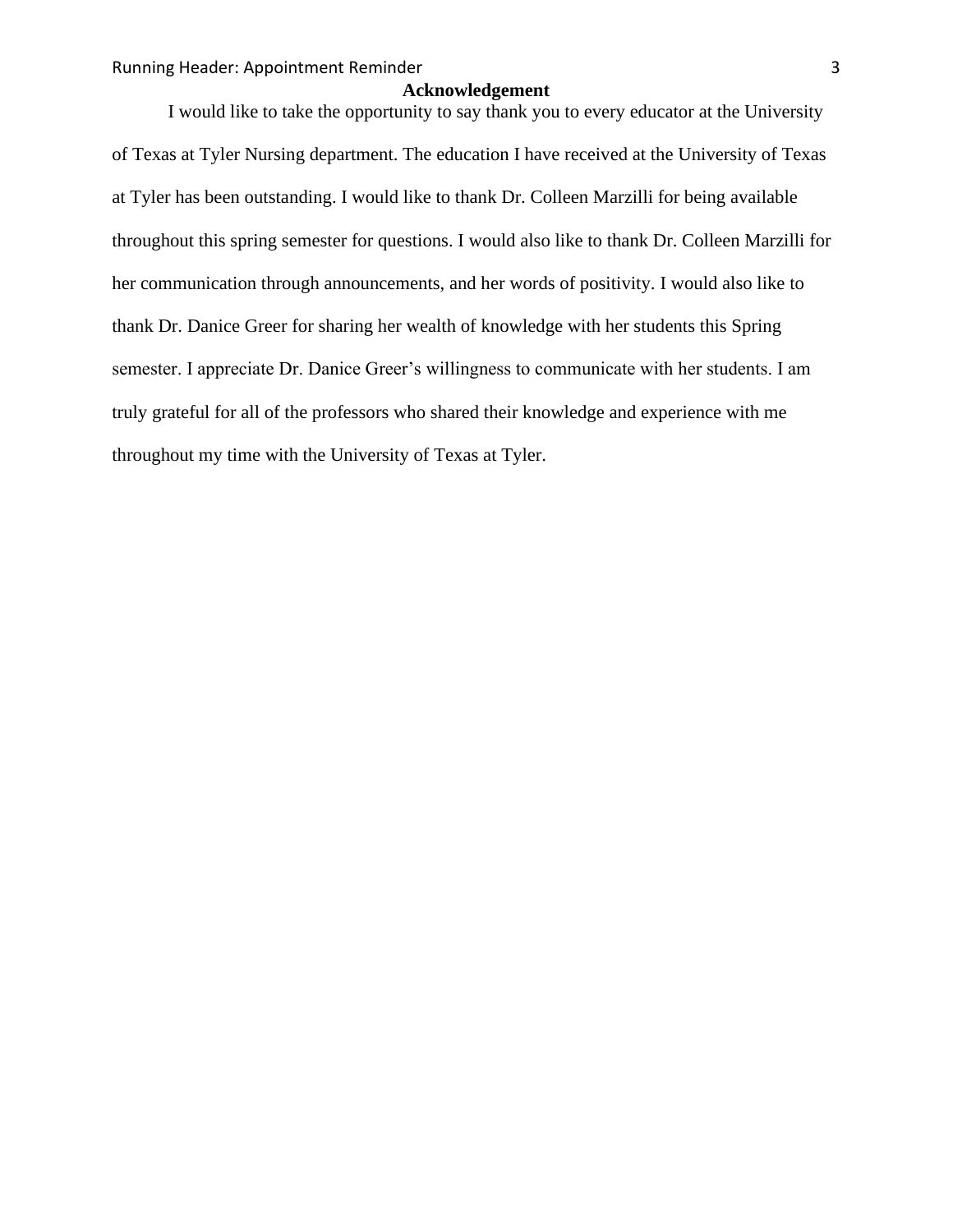# Acknowledgement

I would like to take the opportunity to say thank you to every educator at the University of Texas at Tyler Nursing department. The education I have received at the University of Texas at Tyler has been outstanding. I would like to thank Dr. Colleen Marzilli for being available throughout this spring semester for questions. I would also like to thank Dr. Colleen Marzilli for her communication through announcements, and her words of positivity. I would also like to thank Dr. Danice Greer for sharing her wealth of knowledge with her students this Spring semester. I appreciate Dr. Danice Greer's willingness to communicate with her students. I am truly grateful for all of the professors who shared their knowledge and experience with me throughout my time with the University of Texas at Tyler.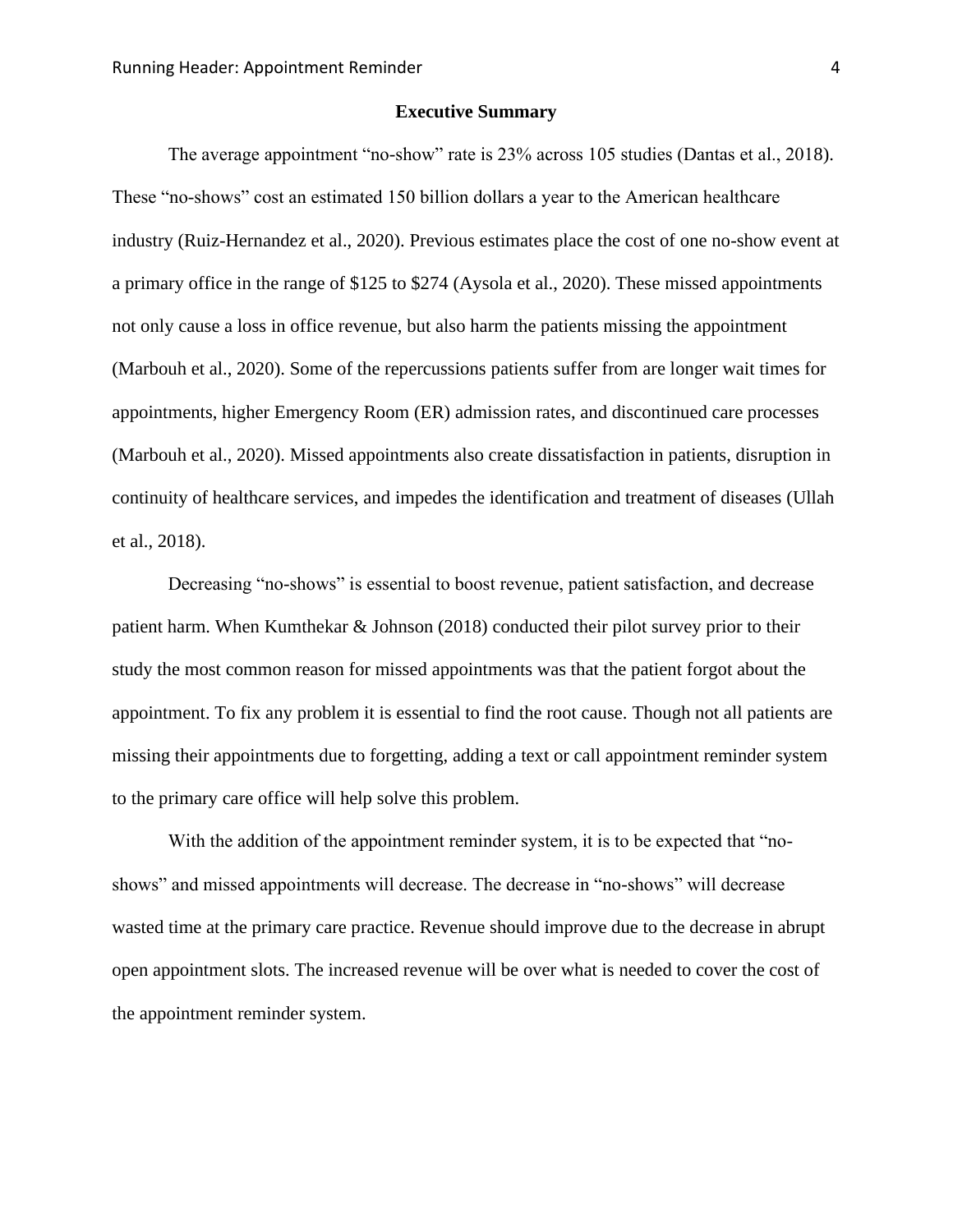# Executive Summary

The average appointment "no-show" rate is 23% across 105 studies (Dantas et al., 2018). These "no-shows" cost an estimated 150 billion dollars a year to the American healthcare industry (Ruiz-Hernandez et al., 2020). Previous estimates place the cost of one no-show event at a primary office in the range of $125 to $274 (Aysola et al., 2020). These missed appointments not only cause a loss in office revenue, but also harm the patients missing the appointment (Marbouh et al., 2020). Some of the repercussions patients suffer from are longer wait times for appointments, higher Emergency Room (ER) admission rates, and discontinued care processes (Marbouh et al., 2020). Missed appointments also create dissatisfaction in patients, disruption in continuity of healthcare services, and impedes the identification and treatment of diseases (Ullah et al., 2018).

Decreasing "no-shows" is essential to boost revenue, patient satisfaction, and decrease patient harm. When Kumthekar & Johnson (2018) conducted their pilot survey prior to their study the most common reason for missed appointments was that the patient forgot about the appointment. To fix any problem it is essential to find the root cause. Though not all patients are missing their appointments due to forgetting, adding a text or call appointment reminder system to the primary care office will help solve this problem.

With the addition of the appointment reminder system, it is to be expected that "no-shows" and missed appointments will decrease. The decrease in "no-shows" will decrease wasted time at the primary care practice. Revenue should improve due to the decrease in abrupt open appointment slots. The increased revenue will be over what is needed to cover the cost of the appointment reminder system.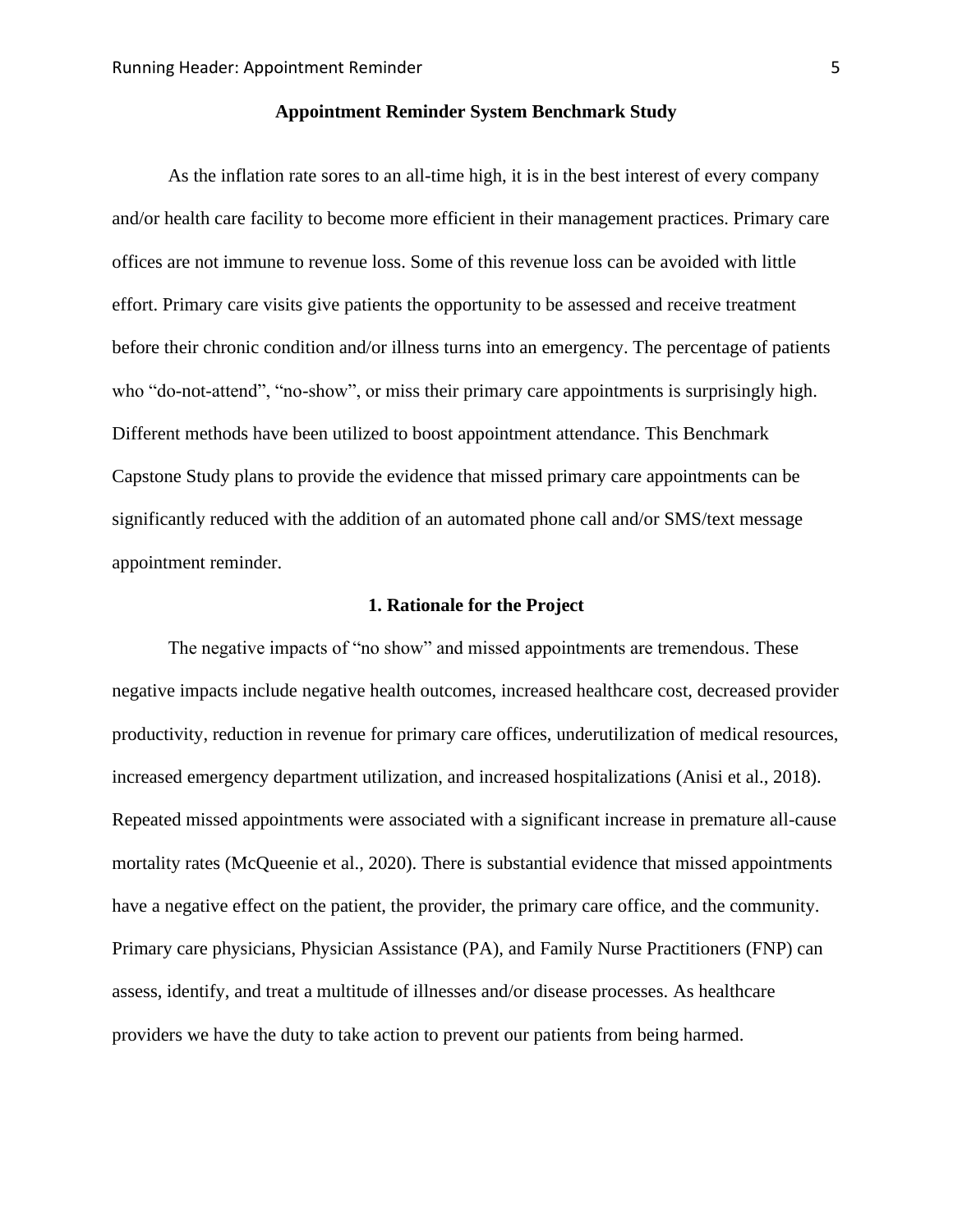## Appointment Reminder System Benchmark Study

As the inflation rate sores to an all-time high, it is in the best interest of every company and/or health care facility to become more efficient in their management practices. Primary care offices are not immune to revenue loss. Some of this revenue loss can be avoided with little effort. Primary care visits give patients the opportunity to be assessed and receive treatment before their chronic condition and/or illness turns into an emergency. The percentage of patients who "do-not-attend", "no-show", or miss their primary care appointments is surprisingly high. Different methods have been utilized to boost appointment attendance. This Benchmark Capstone Study plans to provide the evidence that missed primary care appointments can be significantly reduced with the addition of an automated phone call and/or SMS/text message appointment reminder.

### 1. Rationale for the Project

The negative impacts of "no show" and missed appointments are tremendous. These negative impacts include negative health outcomes, increased healthcare cost, decreased provider productivity, reduction in revenue for primary care offices, underutilization of medical resources, increased emergency department utilization, and increased hospitalizations (Anisi et al., 2018). Repeated missed appointments were associated with a significant increase in premature all-cause mortality rates (McQueenie et al., 2020). There is substantial evidence that missed appointments have a negative effect on the patient, the provider, the primary care office, and the community. Primary care physicians, Physician Assistance (PA), and Family Nurse Practitioners (FNP) can assess, identify, and treat a multitude of illnesses and/or disease processes. As healthcare providers we have the duty to take action to prevent our patients from being harmed.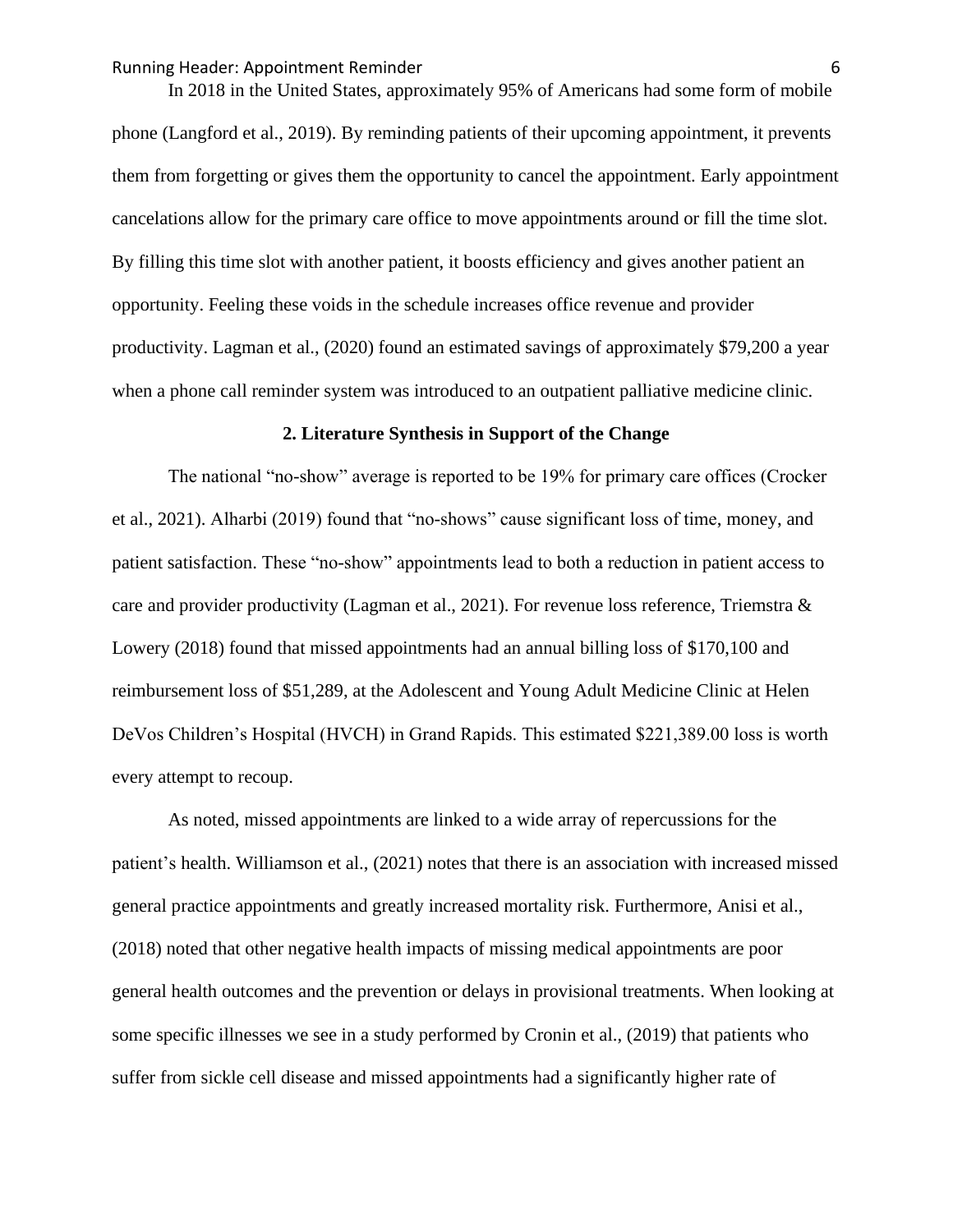In 2018 in the United States, approximately 95% of Americans had some form of mobile phone (Langford et al., 2019). By reminding patients of their upcoming appointment, it prevents them from forgetting or gives them the opportunity to cancel the appointment. Early appointment cancelations allow for the primary care office to move appointments around or fill the time slot. By filling this time slot with another patient, it boosts efficiency and gives another patient an opportunity. Feeling these voids in the schedule increases office revenue and provider productivity. Lagman et al., (2020) found an estimated savings of approximately $79,200 a year when a phone call reminder system was introduced to an outpatient palliative medicine clinic.

## 2. Literature Synthesis in Support of the Change

The national "no-show" average is reported to be 19% for primary care offices (Crocker et al., 2021). Alharbi (2019) found that "no-shows" cause significant loss of time, money, and patient satisfaction. These "no-show" appointments lead to both a reduction in patient access to care and provider productivity (Lagman et al., 2021). For revenue loss reference, Triemstra & Lowery (2018) found that missed appointments had an annual billing loss of $170,100 and reimbursement loss of $51,289, at the Adolescent and Young Adult Medicine Clinic at Helen DeVos Children's Hospital (HVCH) in Grand Rapids. This estimated $221,389.00 loss is worth every attempt to recoup.

As noted, missed appointments are linked to a wide array of repercussions for the patient's health. Williamson et al., (2021) notes that there is an association with increased missed general practice appointments and greatly increased mortality risk. Furthermore, Anisi et al., (2018) noted that other negative health impacts of missing medical appointments are poor general health outcomes and the prevention or delays in provisional treatments. When looking at some specific illnesses we see in a study performed by Cronin et al., (2019) that patients who suffer from sickle cell disease and missed appointments had a significantly higher rate of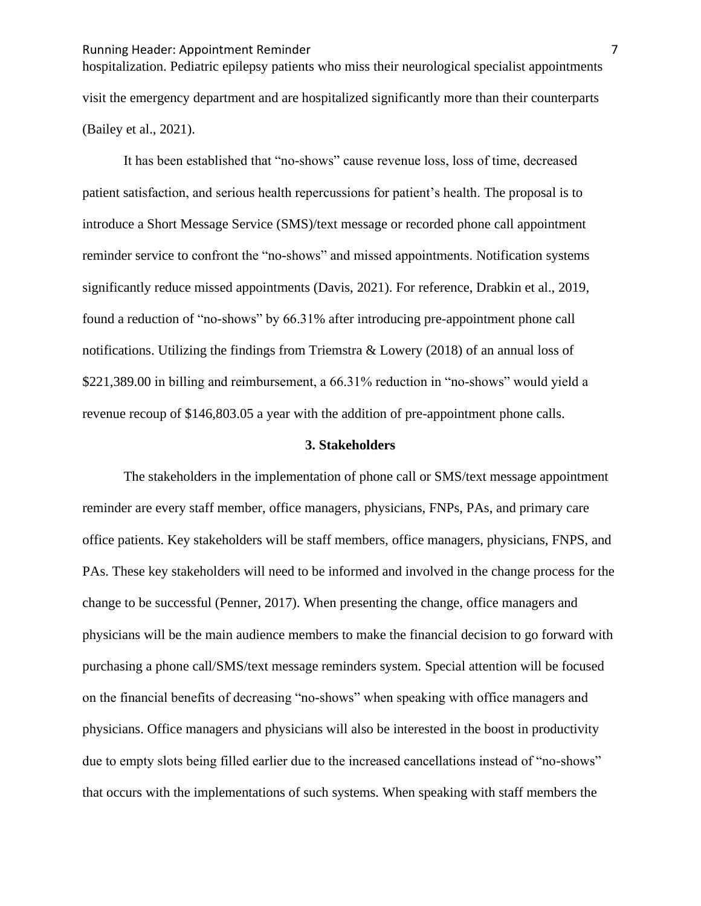hospitalization. Pediatric epilepsy patients who miss their neurological specialist appointments visit the emergency department and are hospitalized significantly more than their counterparts (Bailey et al., 2021).

It has been established that "no-shows" cause revenue loss, loss of time, decreased patient satisfaction, and serious health repercussions for patient's health. The proposal is to introduce a Short Message Service (SMS)/text message or recorded phone call appointment reminder service to confront the "no-shows" and missed appointments. Notification systems significantly reduce missed appointments (Davis, 2021). For reference, Drabkin et al., 2019, found a reduction of "no-shows" by 66.31% after introducing pre-appointment phone call notifications. Utilizing the findings from Triemstra & Lowery (2018) of an annual loss of $221,389.00 in billing and reimbursement, a 66.31% reduction in "no-shows" would yield a revenue recoup of $146,803.05 a year with the addition of pre-appointment phone calls.

### 3. Stakeholders

The stakeholders in the implementation of phone call or SMS/text message appointment reminder are every staff member, office managers, physicians, FNPs, PAs, and primary care office patients. Key stakeholders will be staff members, office managers, physicians, FNPS, and PAs. These key stakeholders will need to be informed and involved in the change process for the change to be successful (Penner, 2017). When presenting the change, office managers and physicians will be the main audience members to make the financial decision to go forward with purchasing a phone call/SMS/text message reminders system. Special attention will be focused on the financial benefits of decreasing "no-shows" when speaking with office managers and physicians. Office managers and physicians will also be interested in the boost in productivity due to empty slots being filled earlier due to the increased cancellations instead of "no-shows" that occurs with the implementations of such systems. When speaking with staff members the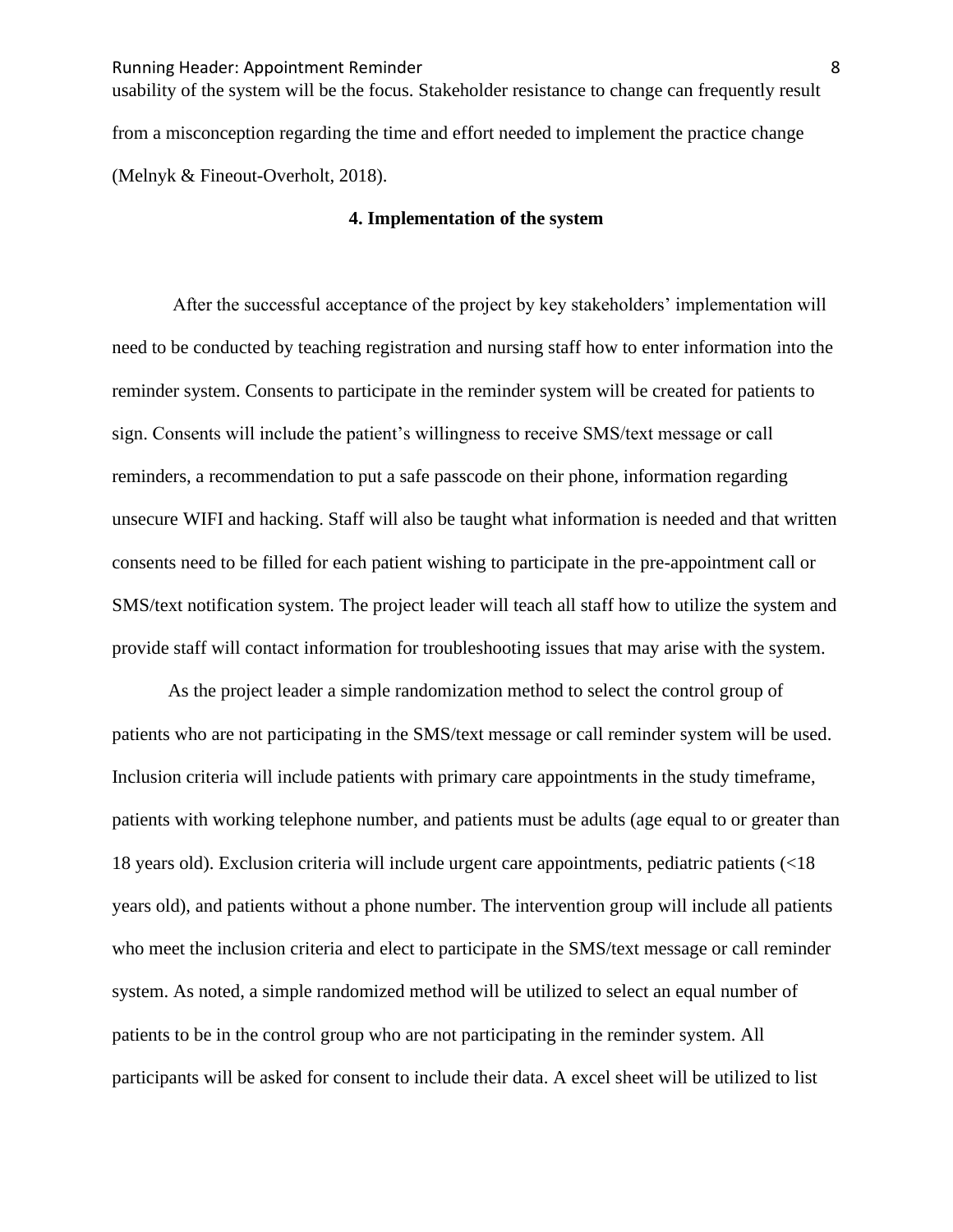usability of the system will be the focus. Stakeholder resistance to change can frequently result from a misconception regarding the time and effort needed to implement the practice change (Melnyk & Fineout-Overholt, 2018).

### 4. Implementation of the system

After the successful acceptance of the project by key stakeholders' implementation will need to be conducted by teaching registration and nursing staff how to enter information into the reminder system. Consents to participate in the reminder system will be created for patients to sign. Consents will include the patient's willingness to receive SMS/text message or call reminders, a recommendation to put a safe passcode on their phone, information regarding unsecure WIFI and hacking. Staff will also be taught what information is needed and that written consents need to be filled for each patient wishing to participate in the pre-appointment call or SMS/text notification system. The project leader will teach all staff how to utilize the system and provide staff will contact information for troubleshooting issues that may arise with the system.

As the project leader a simple randomization method to select the control group of patients who are not participating in the SMS/text message or call reminder system will be used. Inclusion criteria will include patients with primary care appointments in the study timeframe, patients with working telephone number, and patients must be adults (age equal to or greater than 18 years old). Exclusion criteria will include urgent care appointments, pediatric patients (<18 years old), and patients without a phone number. The intervention group will include all patients who meet the inclusion criteria and elect to participate in the SMS/text message or call reminder system. As noted, a simple randomized method will be utilized to select an equal number of patients to be in the control group who are not participating in the reminder system. All participants will be asked for consent to include their data. A excel sheet will be utilized to list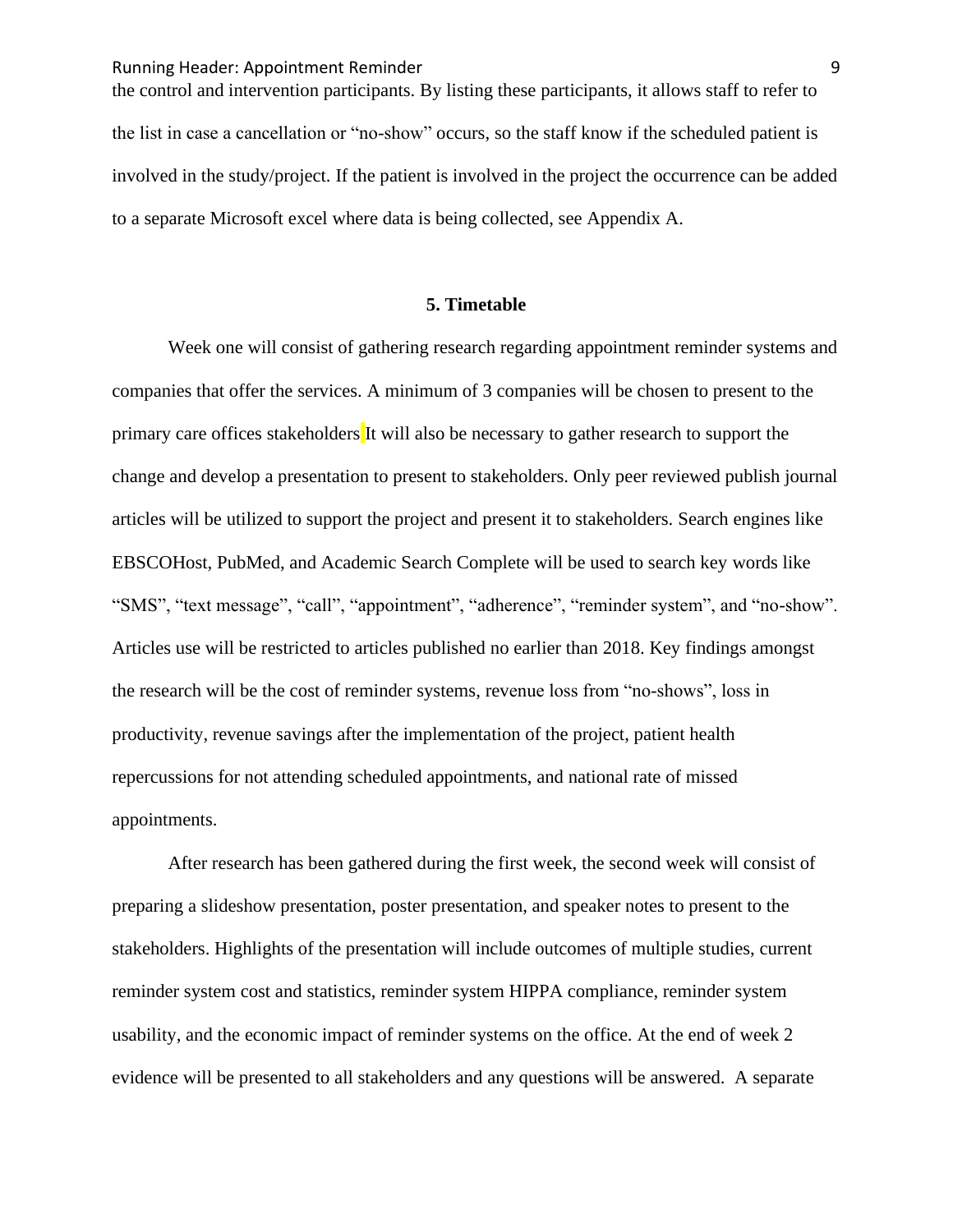the control and intervention participants. By listing these participants, it allows staff to refer to the list in case a cancellation or "no-show" occurs, so the staff know if the scheduled patient is involved in the study/project. If the patient is involved in the project the occurrence can be added to a separate Microsoft excel where data is being collected, see Appendix A.

## 5. Timetable

Week one will consist of gathering research regarding appointment reminder systems and companies that offer the services. A minimum of 3 companies will be chosen to present to the primary care offices stakeholders It will also be necessary to gather research to support the change and develop a presentation to present to stakeholders. Only peer reviewed publish journal articles will be utilized to support the project and present it to stakeholders. Search engines like EBSCOHost, PubMed, and Academic Search Complete will be used to search key words like "SMS", "text message", "call", "appointment", "adherence", "reminder system", and "no-show". Articles use will be restricted to articles published no earlier than 2018. Key findings amongst the research will be the cost of reminder systems, revenue loss from "no-shows", loss in productivity, revenue savings after the implementation of the project, patient health repercussions for not attending scheduled appointments, and national rate of missed appointments.

After research has been gathered during the first week, the second week will consist of preparing a slideshow presentation, poster presentation, and speaker notes to present to the stakeholders. Highlights of the presentation will include outcomes of multiple studies, current reminder system cost and statistics, reminder system HIPPA compliance, reminder system usability, and the economic impact of reminder systems on the office. At the end of week 2 evidence will be presented to all stakeholders and any questions will be answered. A separate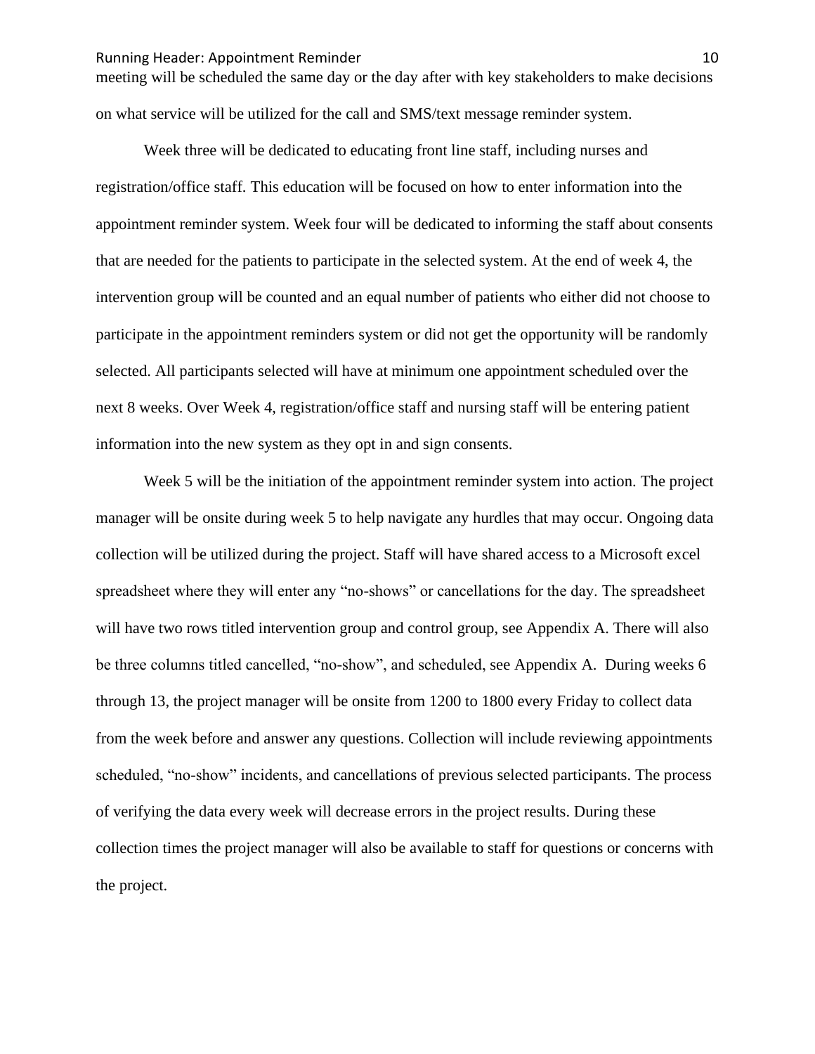meeting will be scheduled the same day or the day after with key stakeholders to make decisions on what service will be utilized for the call and SMS/text message reminder system.

Week three will be dedicated to educating front line staff, including nurses and registration/office staff. This education will be focused on how to enter information into the appointment reminder system. Week four will be dedicated to informing the staff about consents that are needed for the patients to participate in the selected system. At the end of week 4, the intervention group will be counted and an equal number of patients who either did not choose to participate in the appointment reminders system or did not get the opportunity will be randomly selected. All participants selected will have at minimum one appointment scheduled over the next 8 weeks. Over Week 4, registration/office staff and nursing staff will be entering patient information into the new system as they opt in and sign consents.

Week 5 will be the initiation of the appointment reminder system into action. The project manager will be onsite during week 5 to help navigate any hurdles that may occur. Ongoing data collection will be utilized during the project. Staff will have shared access to a Microsoft excel spreadsheet where they will enter any "no-shows" or cancellations for the day. The spreadsheet will have two rows titled intervention group and control group, see Appendix A. There will also be three columns titled cancelled, "no-show", and scheduled, see Appendix A. During weeks 6 through 13, the project manager will be onsite from 1200 to 1800 every Friday to collect data from the week before and answer any questions. Collection will include reviewing appointments scheduled, "no-show" incidents, and cancellations of previous selected participants. The process of verifying the data every week will decrease errors in the project results. During these collection times the project manager will also be available to staff for questions or concerns with the project.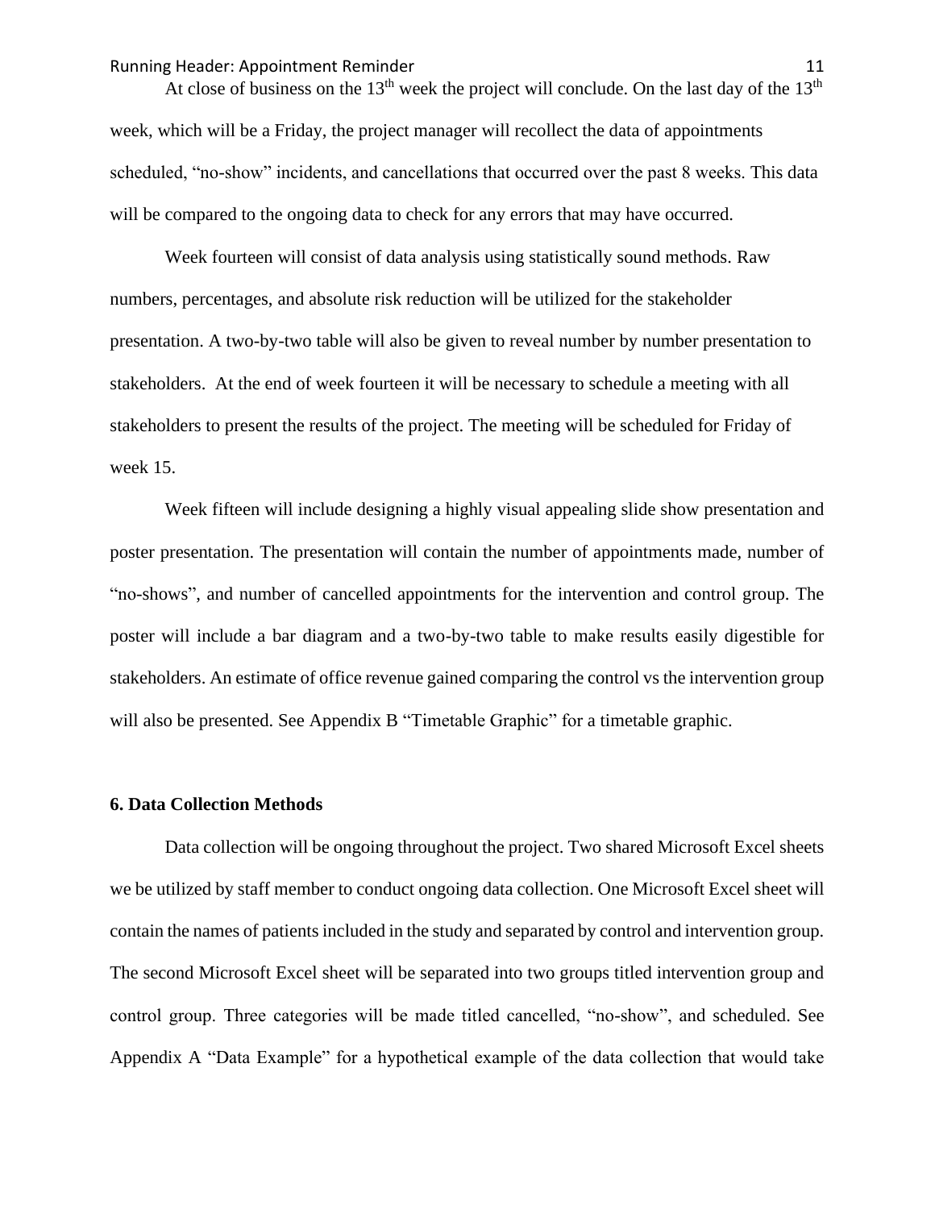At close of business on the 13th week the project will conclude. On the last day of the 13th week, which will be a Friday, the project manager will recollect the data of appointments scheduled, "no-show" incidents, and cancellations that occurred over the past 8 weeks. This data will be compared to the ongoing data to check for any errors that may have occurred.

Week fourteen will consist of data analysis using statistically sound methods. Raw numbers, percentages, and absolute risk reduction will be utilized for the stakeholder presentation. A two-by-two table will also be given to reveal number by number presentation to stakeholders. At the end of week fourteen it will be necessary to schedule a meeting with all stakeholders to present the results of the project. The meeting will be scheduled for Friday of week 15.

Week fifteen will include designing a highly visual appealing slide show presentation and poster presentation. The presentation will contain the number of appointments made, number of "no-shows", and number of cancelled appointments for the intervention and control group. The poster will include a bar diagram and a two-by-two table to make results easily digestible for stakeholders. An estimate of office revenue gained comparing the control vs the intervention group will also be presented. See Appendix B "Timetable Graphic" for a timetable graphic.

**6. Data Collection Methods**

Data collection will be ongoing throughout the project. Two shared Microsoft Excel sheets we be utilized by staff member to conduct ongoing data collection. One Microsoft Excel sheet will contain the names of patients included in the study and separated by control and intervention group. The second Microsoft Excel sheet will be separated into two groups titled intervention group and control group. Three categories will be made titled cancelled, "no-show", and scheduled. See Appendix A "Data Example" for a hypothetical example of the data collection that would take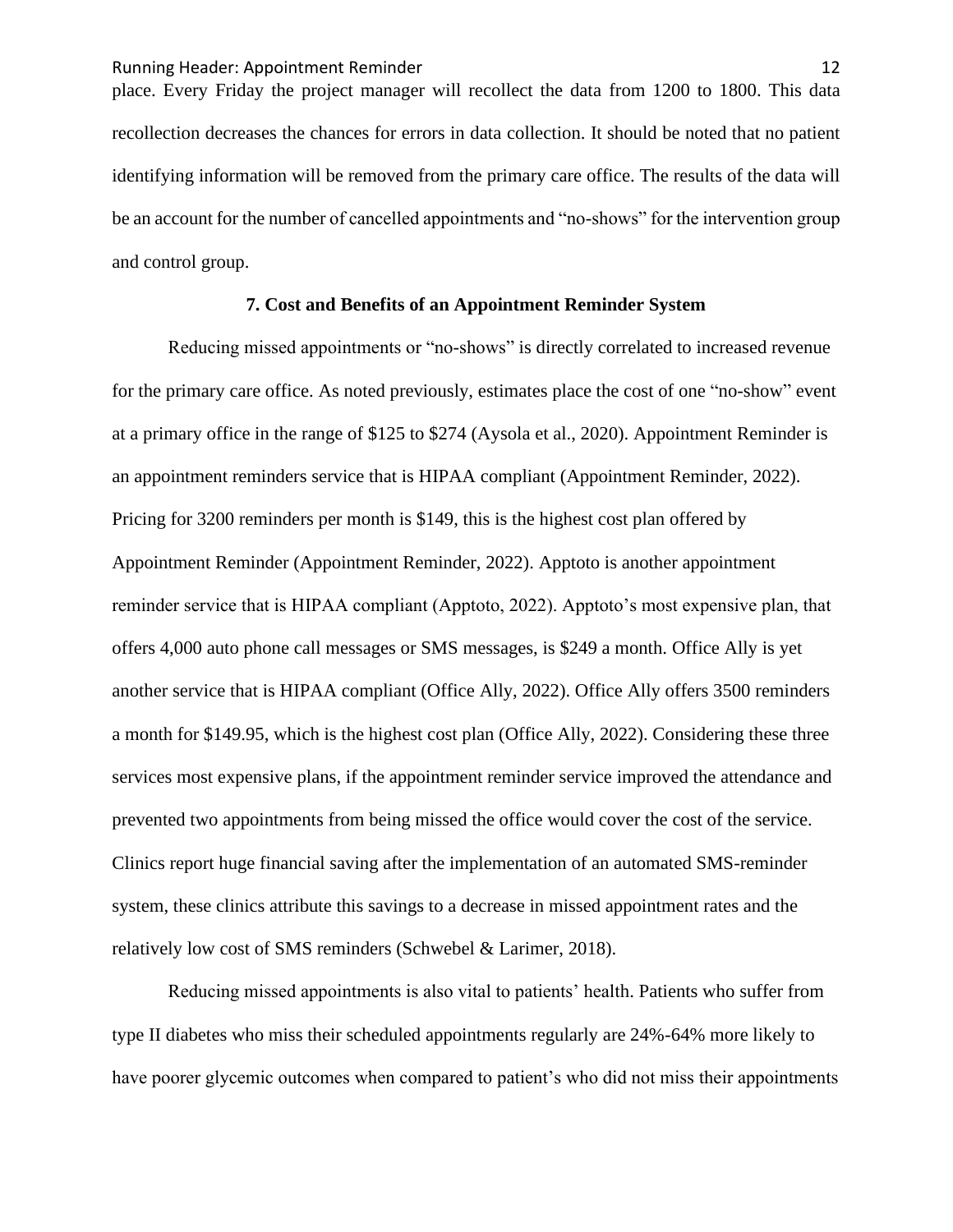place. Every Friday the project manager will recollect the data from 1200 to 1800. This data recollection decreases the chances for errors in data collection. It should be noted that no patient identifying information will be removed from the primary care office. The results of the data will be an account for the number of cancelled appointments and "no-shows" for the intervention group and control group.

## 7. Cost and Benefits of an Appointment Reminder System

Reducing missed appointments or "no-shows" is directly correlated to increased revenue for the primary care office. As noted previously, estimates place the cost of one "no-show" event at a primary office in the range of $125 to $274 (Aysola et al., 2020). Appointment Reminder is an appointment reminders service that is HIPAA compliant (Appointment Reminder, 2022). Pricing for 3200 reminders per month is $149, this is the highest cost plan offered by Appointment Reminder (Appointment Reminder, 2022). Apptoto is another appointment reminder service that is HIPAA compliant (Apptoto, 2022). Apptoto's most expensive plan, that offers 4,000 auto phone call messages or SMS messages, is $249 a month. Office Ally is yet another service that is HIPAA compliant (Office Ally, 2022). Office Ally offers 3500 reminders a month for $149.95, which is the highest cost plan (Office Ally, 2022). Considering these three services most expensive plans, if the appointment reminder service improved the attendance and prevented two appointments from being missed the office would cover the cost of the service. Clinics report huge financial saving after the implementation of an automated SMS-reminder system, these clinics attribute this savings to a decrease in missed appointment rates and the relatively low cost of SMS reminders (Schwebel & Larimer, 2018).

Reducing missed appointments is also vital to patients' health. Patients who suffer from type II diabetes who miss their scheduled appointments regularly are 24%-64% more likely to have poorer glycemic outcomes when compared to patient's who did not miss their appointments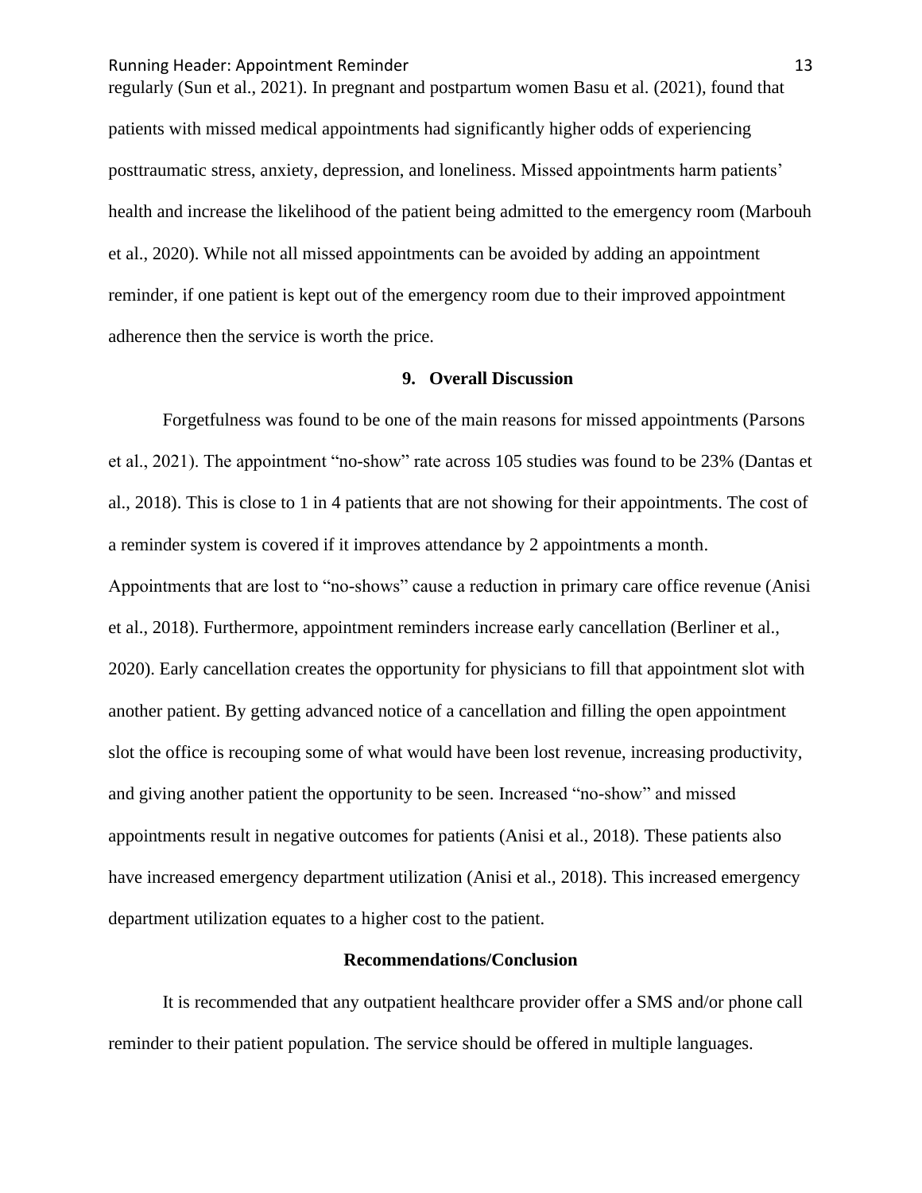regularly (Sun et al., 2021). In pregnant and postpartum women Basu et al. (2021), found that patients with missed medical appointments had significantly higher odds of experiencing posttraumatic stress, anxiety, depression, and loneliness. Missed appointments harm patients' health and increase the likelihood of the patient being admitted to the emergency room (Marbouh et al., 2020). While not all missed appointments can be avoided by adding an appointment reminder, if one patient is kept out of the emergency room due to their improved appointment adherence then the service is worth the price.

## 9. Overall Discussion

Forgetfulness was found to be one of the main reasons for missed appointments (Parsons et al., 2021). The appointment "no-show" rate across 105 studies was found to be 23% (Dantas et al., 2018). This is close to 1 in 4 patients that are not showing for their appointments. The cost of a reminder system is covered if it improves attendance by 2 appointments a month. Appointments that are lost to "no-shows" cause a reduction in primary care office revenue (Anisi et al., 2018). Furthermore, appointment reminders increase early cancellation (Berliner et al., 2020). Early cancellation creates the opportunity for physicians to fill that appointment slot with another patient. By getting advanced notice of a cancellation and filling the open appointment slot the office is recouping some of what would have been lost revenue, increasing productivity, and giving another patient the opportunity to be seen. Increased "no-show" and missed appointments result in negative outcomes for patients (Anisi et al., 2018). These patients also have increased emergency department utilization (Anisi et al., 2018). This increased emergency department utilization equates to a higher cost to the patient.

## Recommendations/Conclusion

It is recommended that any outpatient healthcare provider offer a SMS and/or phone call reminder to their patient population. The service should be offered in multiple languages.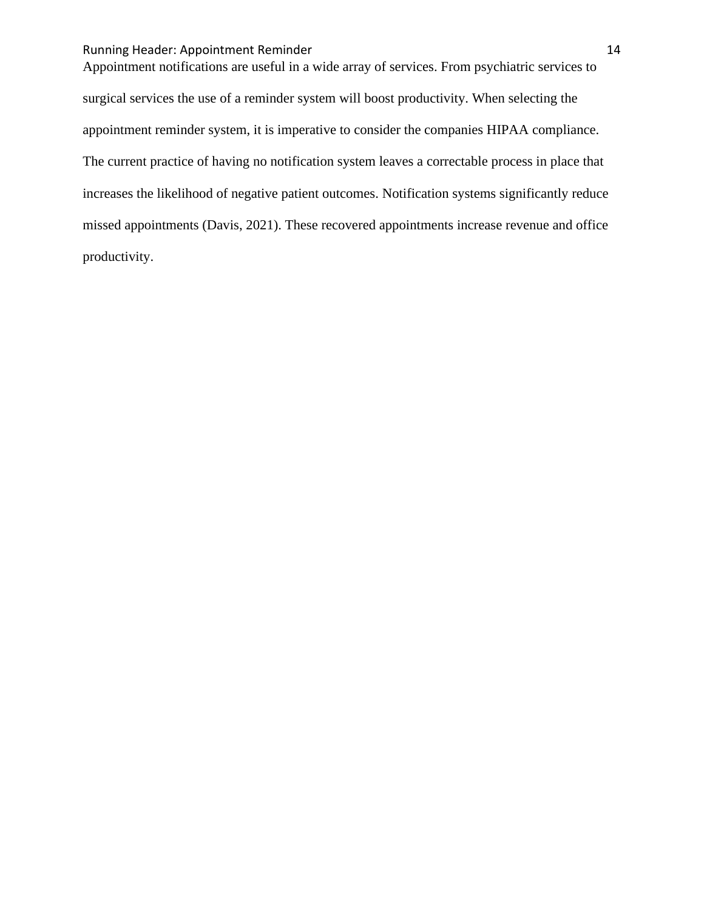Appointment notifications are useful in a wide array of services. From psychiatric services to surgical services the use of a reminder system will boost productivity. When selecting the appointment reminder system, it is imperative to consider the companies HIPAA compliance. The current practice of having no notification system leaves a correctable process in place that increases the likelihood of negative patient outcomes. Notification systems significantly reduce missed appointments (Davis, 2021). These recovered appointments increase revenue and office productivity.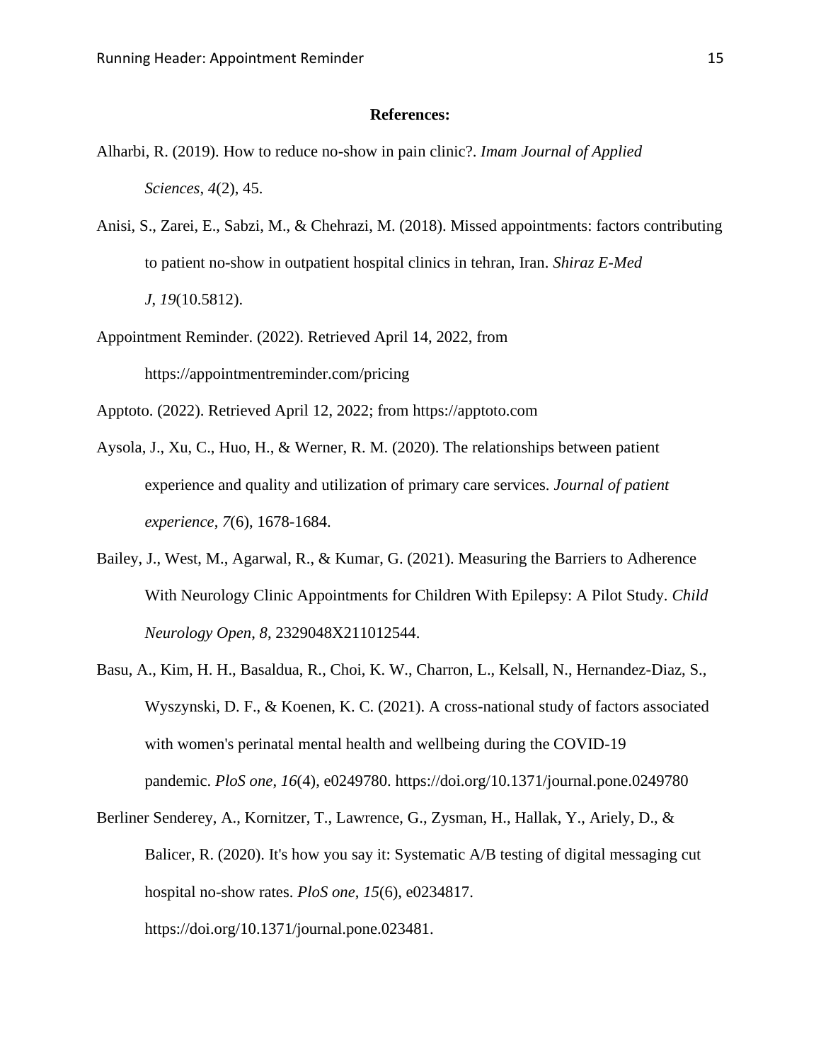**References:**

Alharbi, R. (2019). How to reduce no-show in pain clinic?. *Imam Journal of Applied Sciences*, *4*(2), 45.

Anisi, S., Zarei, E., Sabzi, M., & Chehrazi, M. (2018). Missed appointments: factors contributing to patient no-show in outpatient hospital clinics in tehran, Iran. *Shiraz E-Med J*, *19*(10.5812).

Appointment Reminder. (2022). Retrieved April 14, 2022, from https://appointmentreminder.com/pricing

Apptoto. (2022). Retrieved April 12, 2022; from https://apptoto.com

Aysola, J., Xu, C., Huo, H., & Werner, R. M. (2020). The relationships between patient experience and quality and utilization of primary care services. *Journal of patient experience*, *7*(6), 1678-1684.

Bailey, J., West, M., Agarwal, R., & Kumar, G. (2021). Measuring the Barriers to Adherence With Neurology Clinic Appointments for Children With Epilepsy: A Pilot Study. *Child Neurology Open*, *8*, 2329048X211012544.

Basu, A., Kim, H. H., Basaldua, R., Choi, K. W., Charron, L., Kelsall, N., Hernandez-Diaz, S., Wyszynski, D. F., & Koenen, K. C. (2021). A cross-national study of factors associated with women's perinatal mental health and wellbeing during the COVID-19 pandemic. *PloS one*, *16*(4), e0249780. https://doi.org/10.1371/journal.pone.0249780

Berliner Senderey, A., Kornitzer, T., Lawrence, G., Zysman, H., Hallak, Y., Ariely, D., & Balicer, R. (2020). It's how you say it: Systematic A/B testing of digital messaging cut hospital no-show rates. *PloS one*, *15*(6), e0234817. https://doi.org/10.1371/journal.pone.023481.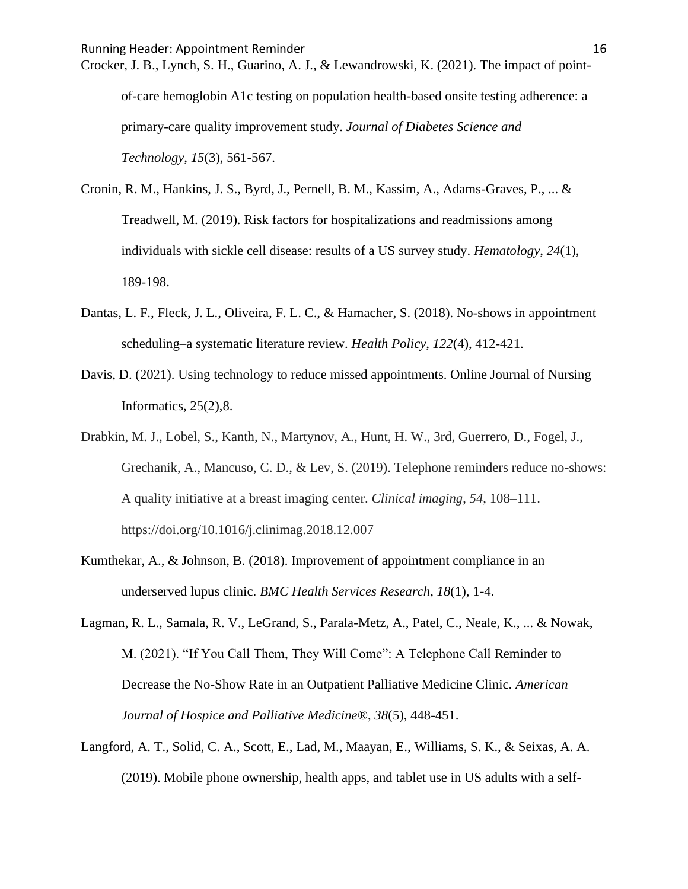Crocker, J. B., Lynch, S. H., Guarino, A. J., & Lewandrowski, K. (2021). The impact of point-of-care hemoglobin A1c testing on population health-based onsite testing adherence: a primary-care quality improvement study. *Journal of Diabetes Science and Technology*, *15*(3), 561-567.

Cronin, R. M., Hankins, J. S., Byrd, J., Pernell, B. M., Kassim, A., Adams-Graves, P., ... & Treadwell, M. (2019). Risk factors for hospitalizations and readmissions among individuals with sickle cell disease: results of a US survey study. *Hematology*, *24*(1), 189-198.

Dantas, L. F., Fleck, J. L., Oliveira, F. L. C., & Hamacher, S. (2018). No-shows in appointment scheduling–a systematic literature review. *Health Policy*, *122*(4), 412-421.

Davis, D. (2021). Using technology to reduce missed appointments. Online Journal of Nursing Informatics, 25(2),8.

Drabkin, M. J., Lobel, S., Kanth, N., Martynov, A., Hunt, H. W., 3rd, Guerrero, D., Fogel, J., Grechanik, A., Mancuso, C. D., & Lev, S. (2019). Telephone reminders reduce no-shows: A quality initiative at a breast imaging center. *Clinical imaging*, *54*, 108–111. https://doi.org/10.1016/j.clinimag.2018.12.007

Kumthekar, A., & Johnson, B. (2018). Improvement of appointment compliance in an underserved lupus clinic. *BMC Health Services Research*, *18*(1), 1-4.

Lagman, R. L., Samala, R. V., LeGrand, S., Parala-Metz, A., Patel, C., Neale, K., ... & Nowak, M. (2021). “If You Call Them, They Will Come”: A Telephone Call Reminder to Decrease the No-Show Rate in an Outpatient Palliative Medicine Clinic. *American Journal of Hospice and Palliative Medicine®*, *38*(5), 448-451.

Langford, A. T., Solid, C. A., Scott, E., Lad, M., Maayan, E., Williams, S. K., & Seixas, A. A. (2019). Mobile phone ownership, health apps, and tablet use in US adults with a self-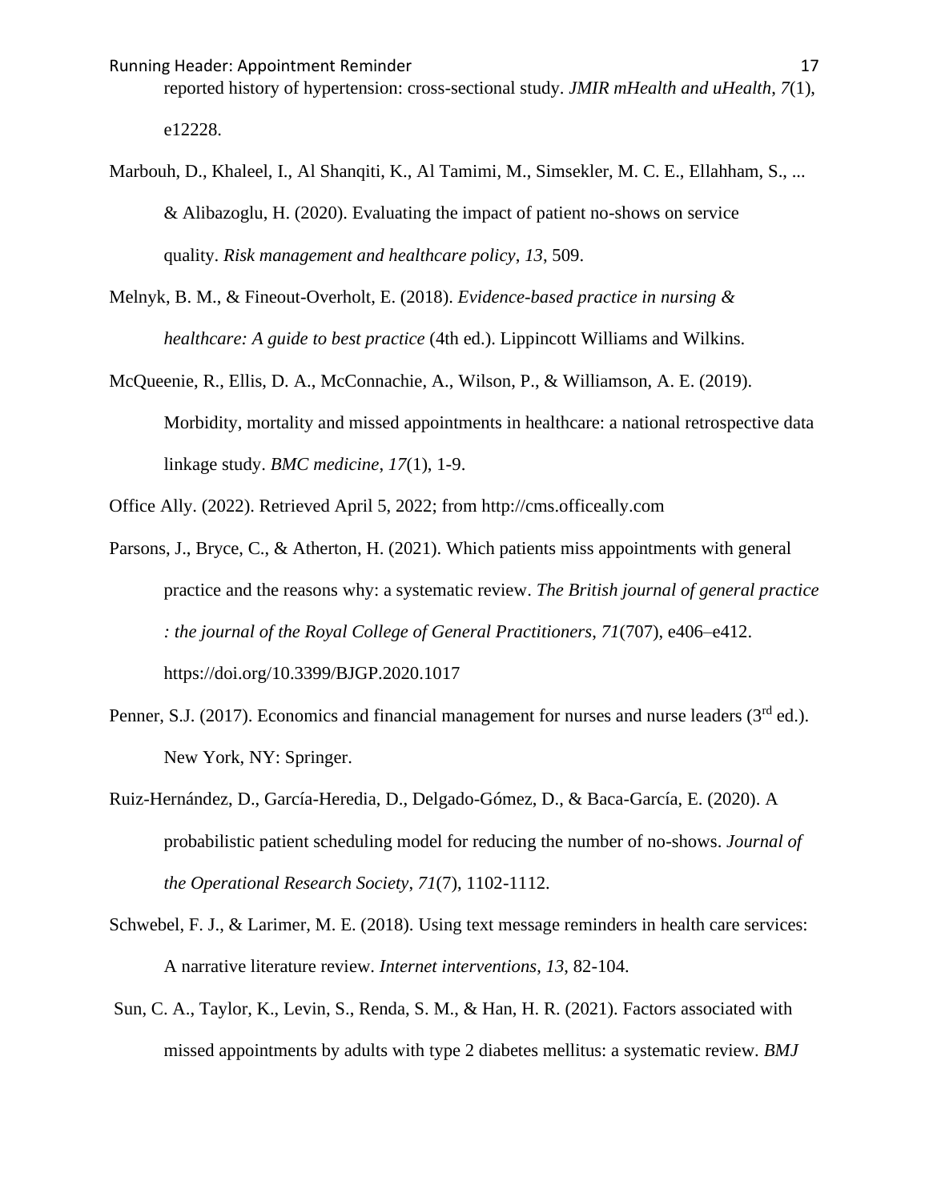reported history of hypertension: cross-sectional study. *JMIR mHealth and uHealth*, *7*(1), e12228.

Marbouh, D., Khaleel, I., Al Shanqiti, K., Al Tamimi, M., Simsekler, M. C. E., Ellahham, S., ... & Alibazoglu, H. (2020). Evaluating the impact of patient no-shows on service quality. *Risk management and healthcare policy*, *13*, 509.

Melnyk, B. M., & Fineout-Overholt, E. (2018). *Evidence-based practice in nursing & healthcare: A guide to best practice* (4th ed.). Lippincott Williams and Wilkins.

McQueenie, R., Ellis, D. A., McConnachie, A., Wilson, P., & Williamson, A. E. (2019). Morbidity, mortality and missed appointments in healthcare: a national retrospective data linkage study. *BMC medicine*, *17*(1), 1-9.

Office Ally. (2022). Retrieved April 5, 2022; from http://cms.officeally.com

Parsons, J., Bryce, C., & Atherton, H. (2021). Which patients miss appointments with general practice and the reasons why: a systematic review. *The British journal of general practice : the journal of the Royal College of General Practitioners*, *71*(707), e406–e412. https://doi.org/10.3399/BJGP.2020.1017

Penner, S.J. (2017). Economics and financial management for nurses and nurse leaders (3rd ed.). New York, NY: Springer.

Ruiz-Hernández, D., García-Heredia, D., Delgado-Gómez, D., & Baca-García, E. (2020). A probabilistic patient scheduling model for reducing the number of no-shows. *Journal of the Operational Research Society*, *71*(7), 1102-1112.

Schwebel, F. J., & Larimer, M. E. (2018). Using text message reminders in health care services: A narrative literature review. *Internet interventions*, *13*, 82-104.

Sun, C. A., Taylor, K., Levin, S., Renda, S. M., & Han, H. R. (2021). Factors associated with missed appointments by adults with type 2 diabetes mellitus: a systematic review. *BMJ*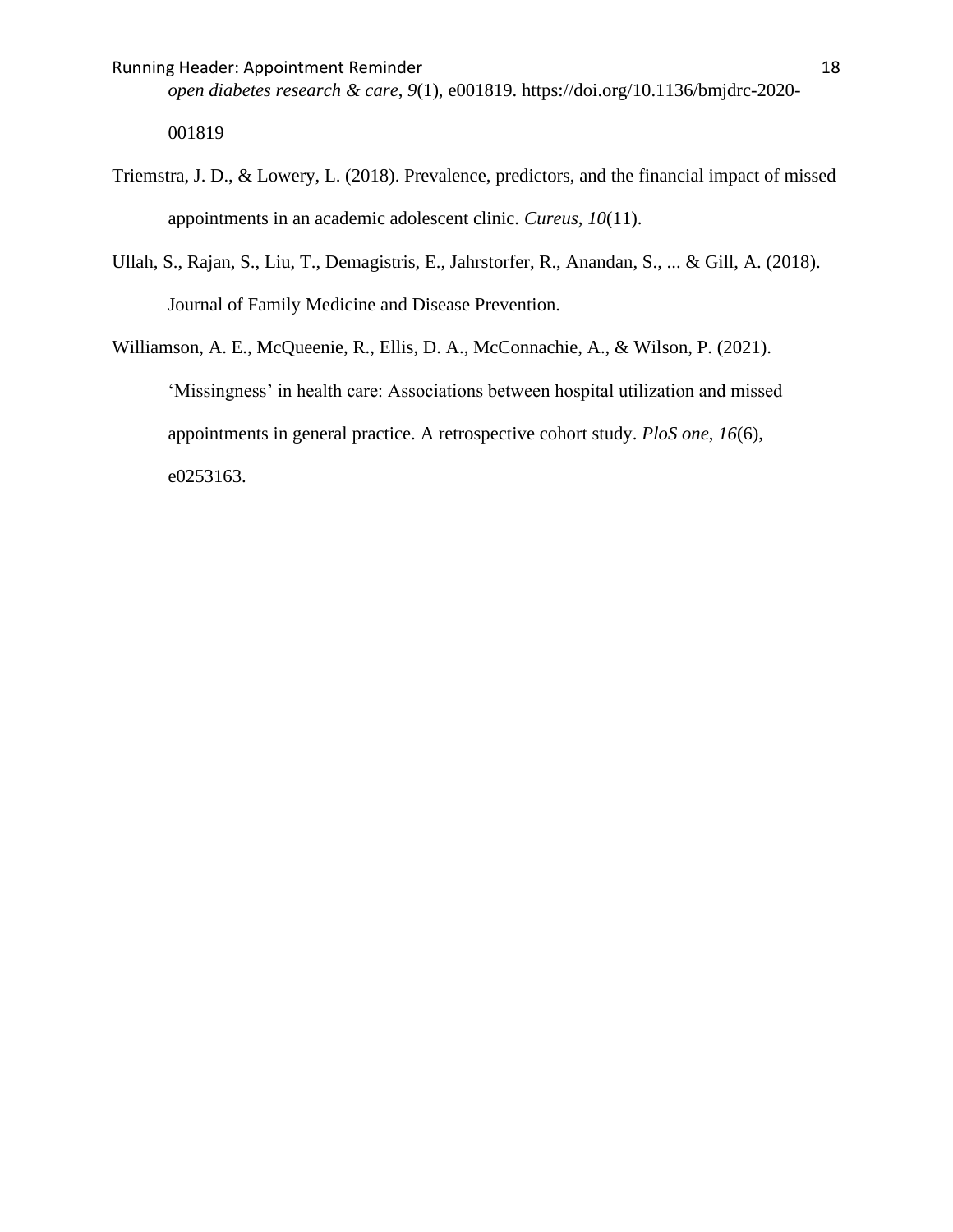*open diabetes research & care*, *9*(1), e001819. https://doi.org/10.1136/bmjdrc-2020-001819

Triemstra, J. D., & Lowery, L. (2018). Prevalence, predictors, and the financial impact of missed appointments in an academic adolescent clinic. *Cureus*, *10*(11).

Ullah, S., Rajan, S., Liu, T., Demagistris, E., Jahrstorfer, R., Anandan, S., ... & Gill, A. (2018). Journal of Family Medicine and Disease Prevention.

Williamson, A. E., McQueenie, R., Ellis, D. A., McConnachie, A., & Wilson, P. (2021). 'Missingness' in health care: Associations between hospital utilization and missed appointments in general practice. A retrospective cohort study. *PloS one*, *16*(6), e0253163.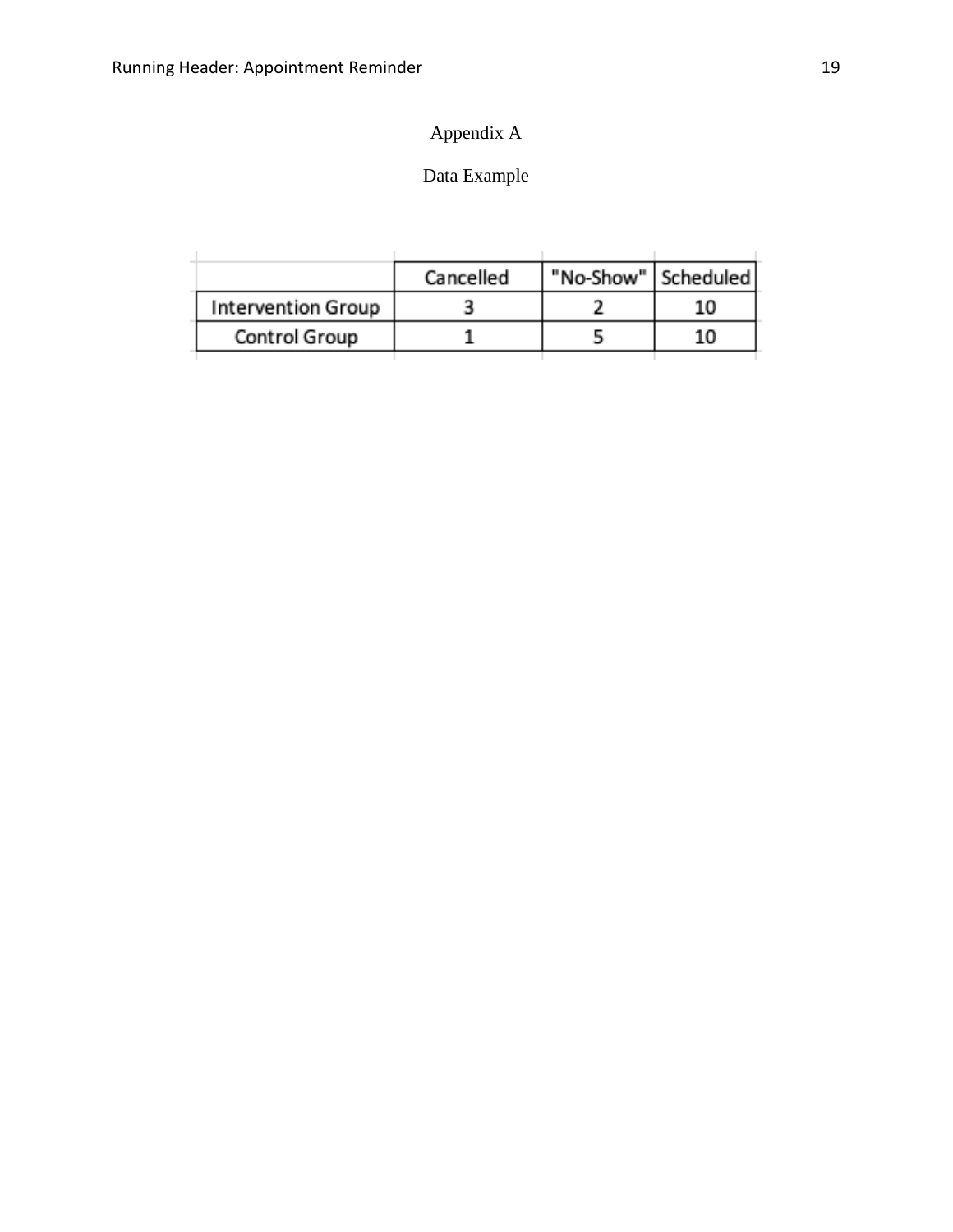# Appendix A

## Data Example

| | Cancelled | "No-Show" | Scheduled |
|---|---|---|---|
| Intervention Group | 3 | 2 | 10 |
| Control Group | 1 | 5 | 10 |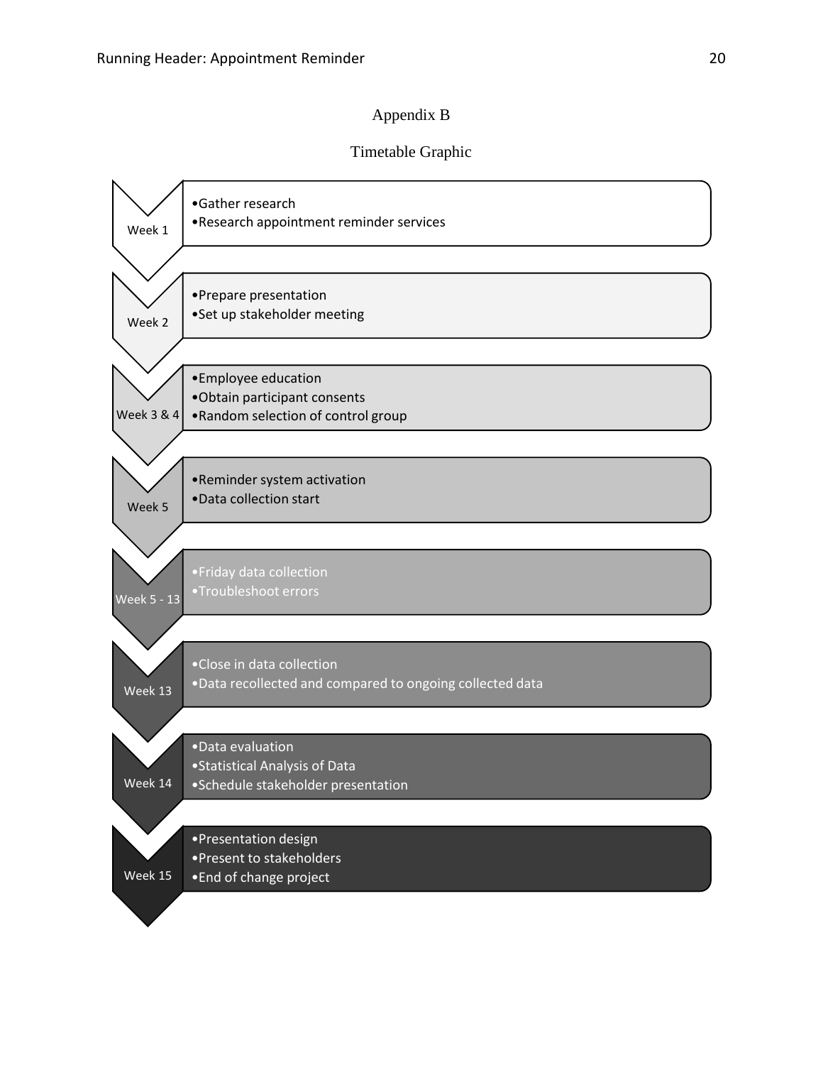# Appendix B

## Timetable Graphic

Week 1
- Gather research
- Research appointment reminder services

Week 2
- Prepare presentation
- Set up stakeholder meeting

Week 3 & 4
- Employee education
- Obtain participant consents
- Random selection of control group

Week 5
- Reminder system activation
- Data collection start

Week 5 - 13
- Friday data collection
- Troubleshoot errors

Week 13
- Close in data collection
- Data recollected and compared to ongoing collected data

Week 14
- Data evaluation
- Statistical Analysis of Data
- Schedule stakeholder presentation

Week 15
- Presentation design
- Present to stakeholders
- End of change project